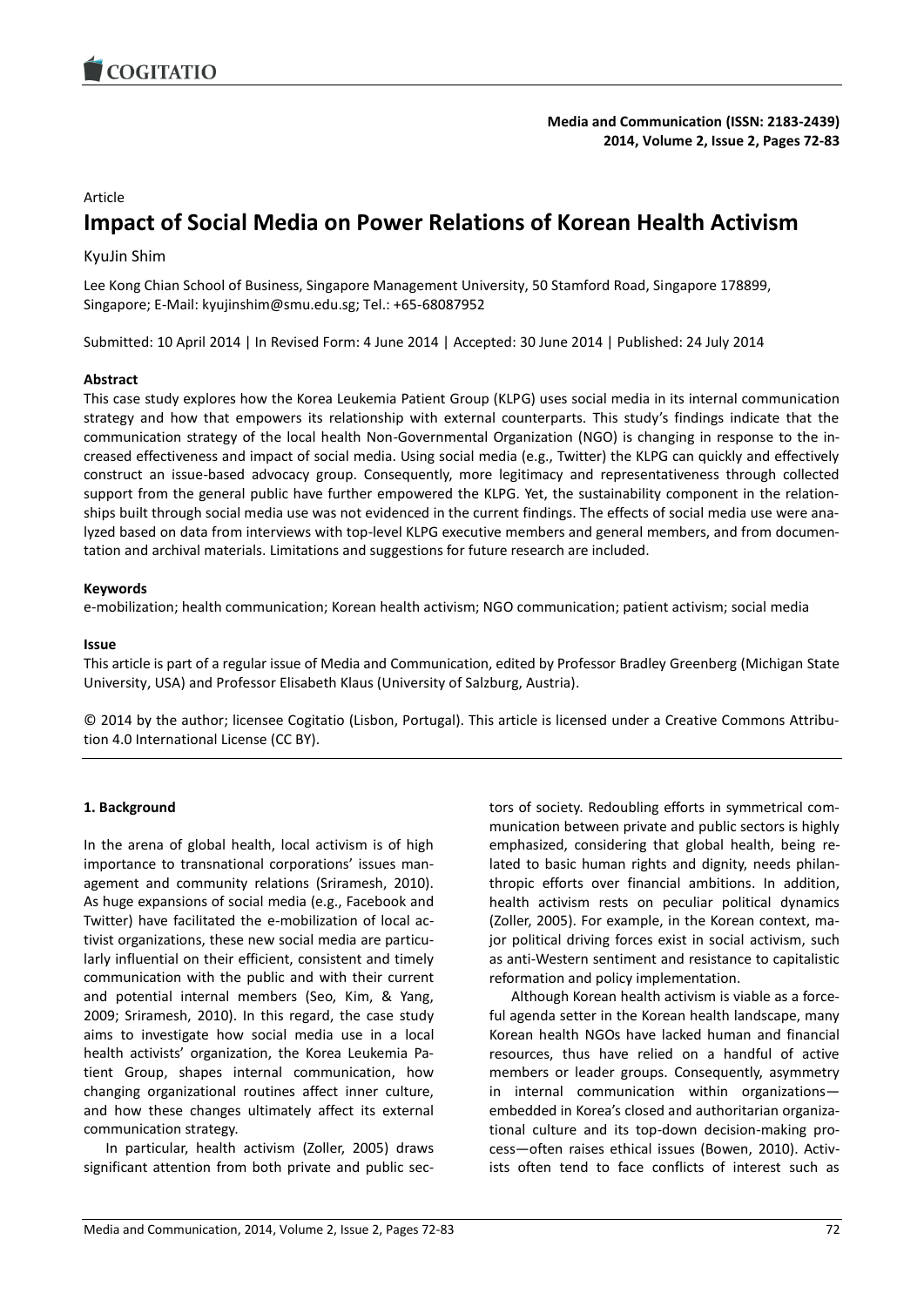Article

# Impact of Social Media on Power Relations of Korean Health Activism

KyuJin Shim

Lee Kong Chian School of Business, Singapore Management University, 50 Stamford Road, Singapore 178899, Singapore; E-Mail: kyujinshim@smu.edu.sg; Tel.: +65-68087952

Submitted: 10 April 2014 | In Revised Form: 4 June 2014 | Accepted: 30 June 2014 | Published: 24 July 2014

**Abstract**

This case study explores how the Korea Leukemia Patient Group (KLPG) uses social media in its internal communication strategy and how that empowers its relationship with external counterparts. This study's findings indicate that the communication strategy of the local health Non-Governmental Organization (NGO) is changing in response to the increased effectiveness and impact of social media. Using social media (e.g., Twitter) the KLPG can quickly and effectively construct an issue-based advocacy group. Consequently, more legitimacy and representativeness through collected support from the general public have further empowered the KLPG. Yet, the sustainability component in the relationships built through social media use was not evidenced in the current findings. The effects of social media use were analyzed based on data from interviews with top-level KLPG executive members and general members, and from documentation and archival materials. Limitations and suggestions for future research are included.

**Keywords**

e-mobilization; health communication; Korean health activism; NGO communication; patient activism; social media

**Issue**

This article is part of a regular issue of Media and Communication, edited by Professor Bradley Greenberg (Michigan State University, USA) and Professor Elisabeth Klaus (University of Salzburg, Austria).

© 2014 by the author; licensee Cogitatio (Lisbon, Portugal). This article is licensed under a Creative Commons Attribution 4.0 International License (CC BY).

## 1. Background

In the arena of global health, local activism is of high importance to transnational corporations' issues management and community relations (Sriramesh, 2010). As huge expansions of social media (e.g., Facebook and Twitter) have facilitated the e-mobilization of local activist organizations, these new social media are particularly influential on their efficient, consistent and timely communication with the public and with their current and potential internal members (Seo, Kim, & Yang, 2009; Sriramesh, 2010). In this regard, the case study aims to investigate how social media use in a local health activists' organization, the Korea Leukemia Patient Group, shapes internal communication, how changing organizational routines affect inner culture, and how these changes ultimately affect its external communication strategy.

In particular, health activism (Zoller, 2005) draws significant attention from both private and public sectors of society. Redoubling efforts in symmetrical communication between private and public sectors is highly emphasized, considering that global health, being related to basic human rights and dignity, needs philanthropic efforts over financial ambitions. In addition, health activism rests on peculiar political dynamics (Zoller, 2005). For example, in the Korean context, major political driving forces exist in social activism, such as anti-Western sentiment and resistance to capitalistic reformation and policy implementation.

Although Korean health activism is viable as a forceful agenda setter in the Korean health landscape, many Korean health NGOs have lacked human and financial resources, thus have relied on a handful of active members or leader groups. Consequently, asymmetry in internal communication within organizations—embedded in Korea's closed and authoritarian organizational culture and its top-down decision-making process—often raises ethical issues (Bowen, 2010). Activists often tend to face conflicts of interest such as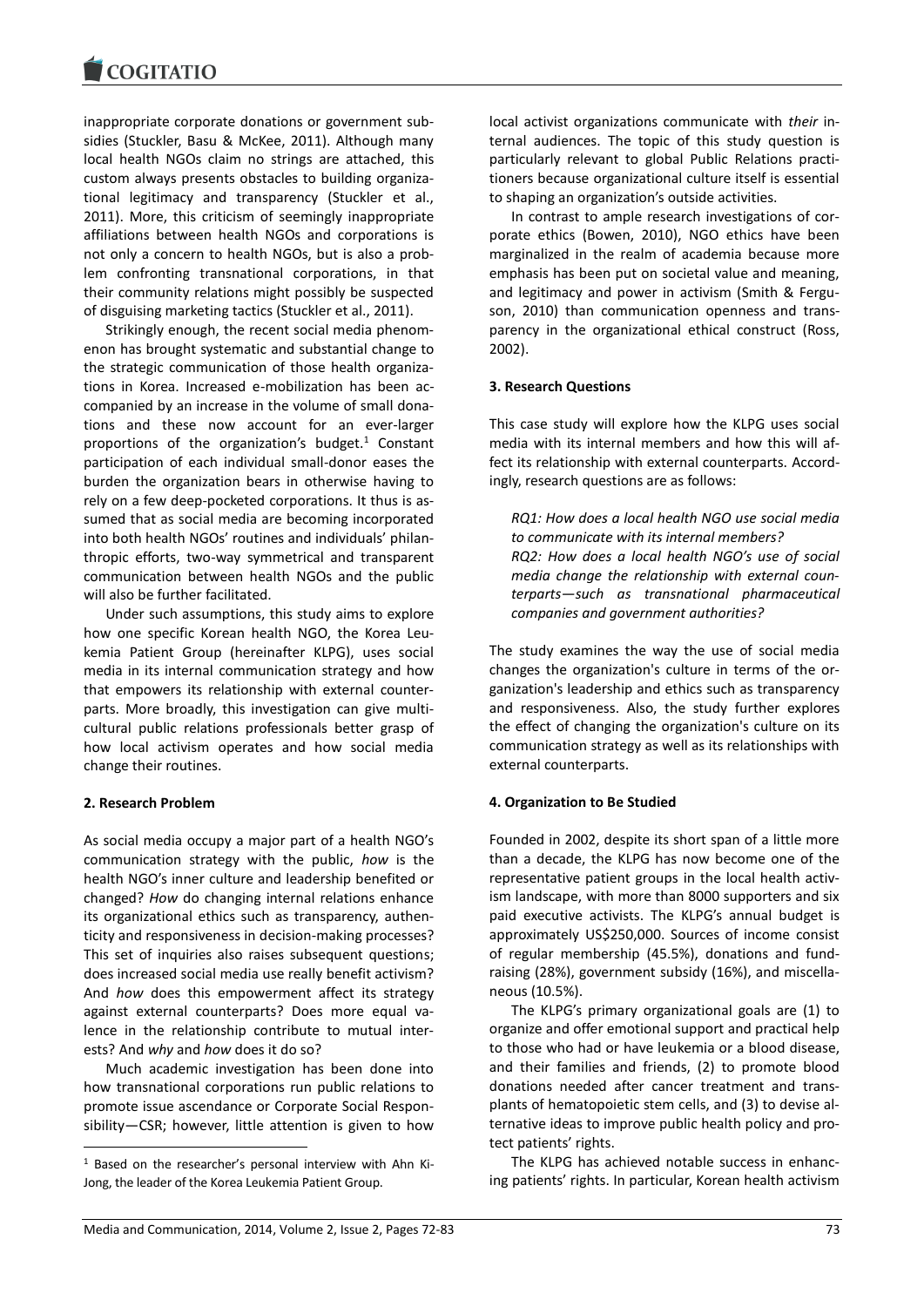inappropriate corporate donations or government subsidies (Stuckler, Basu & McKee, 2011). Although many local health NGOs claim no strings are attached, this custom always presents obstacles to building organizational legitimacy and transparency (Stuckler et al., 2011). More, this criticism of seemingly inappropriate affiliations between health NGOs and corporations is not only a concern to health NGOs, but is also a problem confronting transnational corporations, in that their community relations might possibly be suspected of disguising marketing tactics (Stuckler et al., 2011).

Strikingly enough, the recent social media phenomenon has brought systematic and substantial change to the strategic communication of those health organizations in Korea. Increased e-mobilization has been accompanied by an increase in the volume of small donations and these now account for an ever-larger proportions of the organization's budget.[1] Constant participation of each individual small-donor eases the burden the organization bears in otherwise having to rely on a few deep-pocketed corporations. It thus is assumed that as social media are becoming incorporated into both health NGOs' routines and individuals' philanthropic efforts, two-way symmetrical and transparent communication between health NGOs and the public will also be further facilitated.

Under such assumptions, this study aims to explore how one specific Korean health NGO, the Korea Leukemia Patient Group (hereinafter KLPG), uses social media in its internal communication strategy and how that empowers its relationship with external counterparts. More broadly, this investigation can give multicultural public relations professionals better grasp of how local activism operates and how social media change their routines.

## 2. Research Problem

As social media occupy a major part of a health NGO's communication strategy with the public, *how* is the health NGO's inner culture and leadership benefited or changed? *How* do changing internal relations enhance its organizational ethics such as transparency, authenticity and responsiveness in decision-making processes? This set of inquiries also raises subsequent questions; does increased social media use really benefit activism? And *how* does this empowerment affect its strategy against external counterparts? Does more equal valence in the relationship contribute to mutual interests? And *why* and *how* does it do so?

Much academic investigation has been done into how transnational corporations run public relations to promote issue ascendance or Corporate Social Responsibility—CSR; however, little attention is given to how local activist organizations communicate with *their* internal audiences. The topic of this study question is particularly relevant to global Public Relations practitioners because organizational culture itself is essential to shaping an organization's outside activities.

In contrast to ample research investigations of corporate ethics (Bowen, 2010), NGO ethics have been marginalized in the realm of academia because more emphasis has been put on societal value and meaning, and legitimacy and power in activism (Smith & Ferguson, 2010) than communication openness and transparency in the organizational ethical construct (Ross, 2002).

## 3. Research Questions

This case study will explore how the KLPG uses social media with its internal members and how this will affect its relationship with external counterparts. Accordingly, research questions are as follows:

> *RQ1: How does a local health NGO use social media to communicate with its internal members?*
> *RQ2: How does a local health NGO's use of social media change the relationship with external counterparts—such as transnational pharmaceutical companies and government authorities?*

The study examines the way the use of social media changes the organization's culture in terms of the organization's leadership and ethics such as transparency and responsiveness. Also, the study further explores the effect of changing the organization's culture on its communication strategy as well as its relationships with external counterparts.

## 4. Organization to Be Studied

Founded in 2002, despite its short span of a little more than a decade, the KLPG has now become one of the representative patient groups in the local health activism landscape, with more than 8000 supporters and six paid executive activists. The KLPG's annual budget is approximately US$250,000. Sources of income consist of regular membership (45.5%), donations and fundraising (28%), government subsidy (16%), and miscellaneous (10.5%).

The KLPG's primary organizational goals are (1) to organize and offer emotional support and practical help to those who had or have leukemia or a blood disease, and their families and friends, (2) to promote blood donations needed after cancer treatment and transplants of hematopoietic stem cells, and (3) to devise alternative ideas to improve public health policy and protect patients' rights.

The KLPG has achieved notable success in enhancing patients' rights. In particular, Korean health activism

[1] Based on the researcher's personal interview with Ahn Ki-Jong, the leader of the Korea Leukemia Patient Group.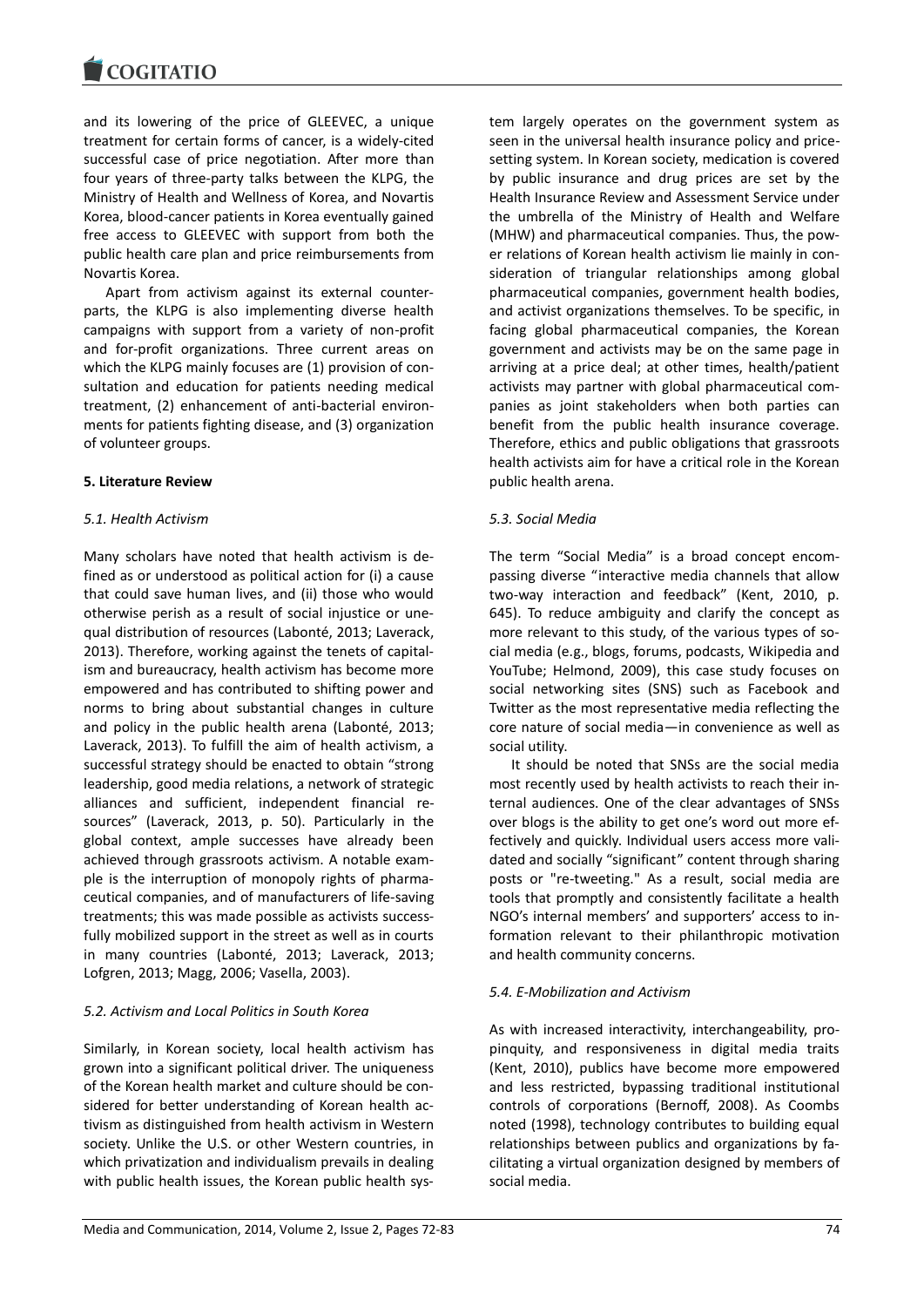and its lowering of the price of GLEEVEC, a unique treatment for certain forms of cancer, is a widely-cited successful case of price negotiation. After more than four years of three-party talks between the KLPG, the Ministry of Health and Wellness of Korea, and Novartis Korea, blood-cancer patients in Korea eventually gained free access to GLEEVEC with support from both the public health care plan and price reimbursements from Novartis Korea.

Apart from activism against its external counterparts, the KLPG is also implementing diverse health campaigns with support from a variety of non-profit and for-profit organizations. Three current areas on which the KLPG mainly focuses are (1) provision of consultation and education for patients needing medical treatment, (2) enhancement of anti-bacterial environments for patients fighting disease, and (3) organization of volunteer groups.

## 5. Literature Review

### 5.1. Health Activism

Many scholars have noted that health activism is defined as or understood as political action for (i) a cause that could save human lives, and (ii) those who would otherwise perish as a result of social injustice or unequal distribution of resources (Labonté, 2013; Laverack, 2013). Therefore, working against the tenets of capitalism and bureaucracy, health activism has become more empowered and has contributed to shifting power and norms to bring about substantial changes in culture and policy in the public health arena (Labonté, 2013; Laverack, 2013). To fulfill the aim of health activism, a successful strategy should be enacted to obtain "strong leadership, good media relations, a network of strategic alliances and sufficient, independent financial resources" (Laverack, 2013, p. 50). Particularly in the global context, ample successes have already been achieved through grassroots activism. A notable example is the interruption of monopoly rights of pharmaceutical companies, and of manufacturers of life-saving treatments; this was made possible as activists successfully mobilized support in the street as well as in courts in many countries (Labonté, 2013; Laverack, 2013; Lofgren, 2013; Magg, 2006; Vasella, 2003).

### 5.2. Activism and Local Politics in South Korea

Similarly, in Korean society, local health activism has grown into a significant political driver. The uniqueness of the Korean health market and culture should be considered for better understanding of Korean health activism as distinguished from health activism in Western society. Unlike the U.S. or other Western countries, in which privatization and individualism prevails in dealing with public health issues, the Korean public health system largely operates on the government system as seen in the universal health insurance policy and price-setting system. In Korean society, medication is covered by public insurance and drug prices are set by the Health Insurance Review and Assessment Service under the umbrella of the Ministry of Health and Welfare (MHW) and pharmaceutical companies. Thus, the power relations of Korean health activism lie mainly in consideration of triangular relationships among global pharmaceutical companies, government health bodies, and activist organizations themselves. To be specific, in facing global pharmaceutical companies, the Korean government and activists may be on the same page in arriving at a price deal; at other times, health/patient activists may partner with global pharmaceutical companies as joint stakeholders when both parties can benefit from the public health insurance coverage. Therefore, ethics and public obligations that grassroots health activists aim for have a critical role in the Korean public health arena.

### 5.3. Social Media

The term "Social Media" is a broad concept encompassing diverse "interactive media channels that allow two-way interaction and feedback" (Kent, 2010, p. 645). To reduce ambiguity and clarify the concept as more relevant to this study, of the various types of social media (e.g., blogs, forums, podcasts, Wikipedia and YouTube; Helmond, 2009), this case study focuses on social networking sites (SNS) such as Facebook and Twitter as the most representative media reflecting the core nature of social media—in convenience as well as social utility.

It should be noted that SNSs are the social media most recently used by health activists to reach their internal audiences. One of the clear advantages of SNSs over blogs is the ability to get one's word out more effectively and quickly. Individual users access more validated and socially "significant" content through sharing posts or "re-tweeting." As a result, social media are tools that promptly and consistently facilitate a health NGO's internal members' and supporters' access to information relevant to their philanthropic motivation and health community concerns.

### 5.4. E-Mobilization and Activism

As with increased interactivity, interchangeability, propinquity, and responsiveness in digital media traits (Kent, 2010), publics have become more empowered and less restricted, bypassing traditional institutional controls of corporations (Bernoff, 2008). As Coombs noted (1998), technology contributes to building equal relationships between publics and organizations by facilitating a virtual organization designed by members of social media.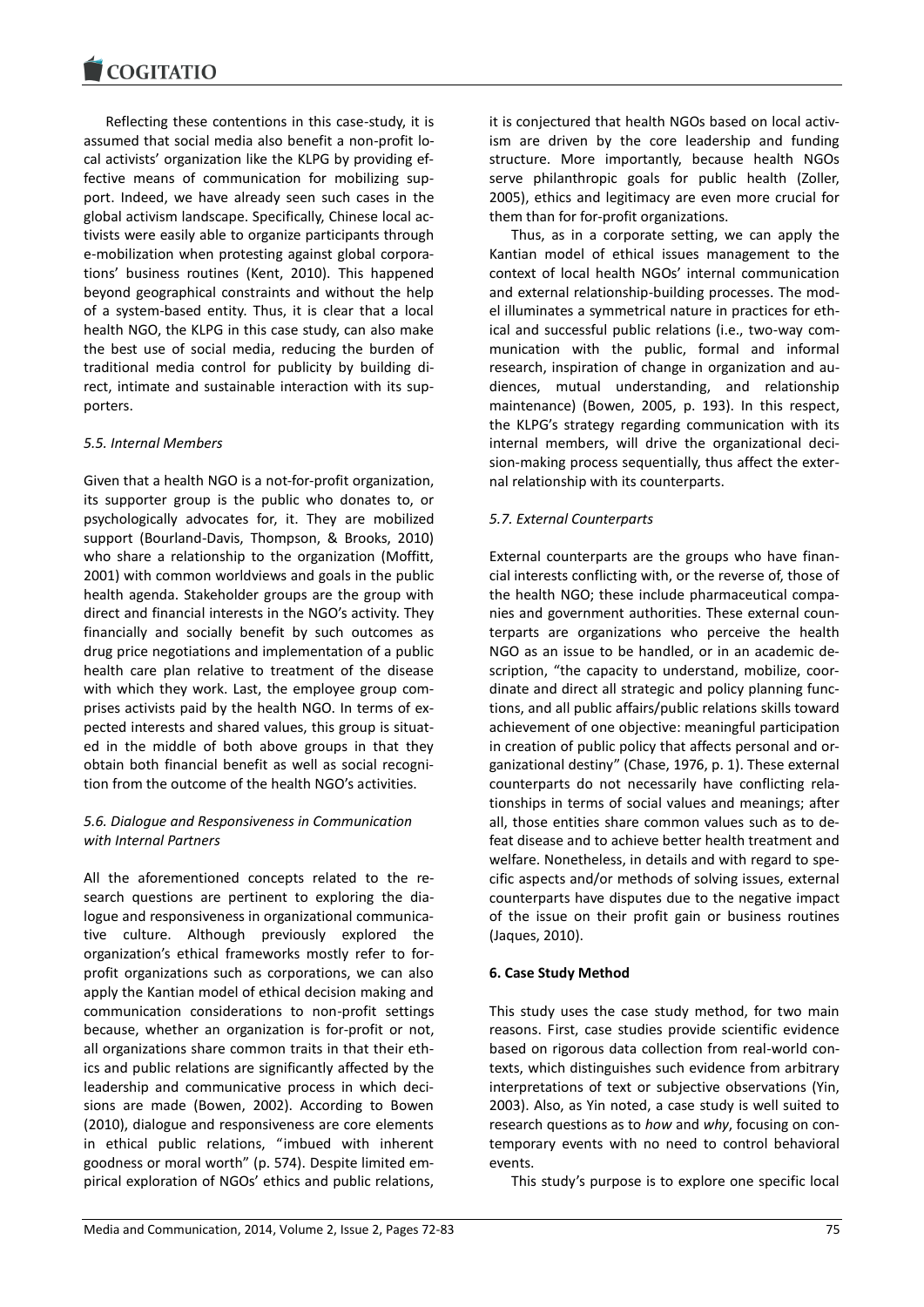Reflecting these contentions in this case-study, it is assumed that social media also benefit a non-profit local activists' organization like the KLPG by providing effective means of communication for mobilizing support. Indeed, we have already seen such cases in the global activism landscape. Specifically, Chinese local activists were easily able to organize participants through e-mobilization when protesting against global corporations' business routines (Kent, 2010). This happened beyond geographical constraints and without the help of a system-based entity. Thus, it is clear that a local health NGO, the KLPG in this case study, can also make the best use of social media, reducing the burden of traditional media control for publicity by building direct, intimate and sustainable interaction with its supporters.

### *5.5. Internal Members*

Given that a health NGO is a not-for-profit organization, its supporter group is the public who donates to, or psychologically advocates for, it. They are mobilized support (Bourland-Davis, Thompson, & Brooks, 2010) who share a relationship to the organization (Moffitt, 2001) with common worldviews and goals in the public health agenda. Stakeholder groups are the group with direct and financial interests in the NGO's activity. They financially and socially benefit by such outcomes as drug price negotiations and implementation of a public health care plan relative to treatment of the disease with which they work. Last, the employee group comprises activists paid by the health NGO. In terms of expected interests and shared values, this group is situated in the middle of both above groups in that they obtain both financial benefit as well as social recognition from the outcome of the health NGO's activities.

### *5.6. Dialogue and Responsiveness in Communication with Internal Partners*

All the aforementioned concepts related to the research questions are pertinent to exploring the dialogue and responsiveness in organizational communicative culture. Although previously explored the organization's ethical frameworks mostly refer to for-profit organizations such as corporations, we can also apply the Kantian model of ethical decision making and communication considerations to non-profit settings because, whether an organization is for-profit or not, all organizations share common traits in that their ethics and public relations are significantly affected by the leadership and communicative process in which decisions are made (Bowen, 2002). According to Bowen (2010), dialogue and responsiveness are core elements in ethical public relations, "imbued with inherent goodness or moral worth" (p. 574). Despite limited empirical exploration of NGOs' ethics and public relations, it is conjectured that health NGOs based on local activism are driven by the core leadership and funding structure. More importantly, because health NGOs serve philanthropic goals for public health (Zoller, 2005), ethics and legitimacy are even more crucial for them than for for-profit organizations.

Thus, as in a corporate setting, we can apply the Kantian model of ethical issues management to the context of local health NGOs' internal communication and external relationship-building processes. The model illuminates a symmetrical nature in practices for ethical and successful public relations (i.e., two-way communication with the public, formal and informal research, inspiration of change in organization and audiences, mutual understanding, and relationship maintenance) (Bowen, 2005, p. 193). In this respect, the KLPG's strategy regarding communication with its internal members, will drive the organizational decision-making process sequentially, thus affect the external relationship with its counterparts.

### *5.7. External Counterparts*

External counterparts are the groups who have financial interests conflicting with, or the reverse of, those of the health NGO; these include pharmaceutical companies and government authorities. These external counterparts are organizations who perceive the health NGO as an issue to be handled, or in an academic description, "the capacity to understand, mobilize, coordinate and direct all strategic and policy planning functions, and all public affairs/public relations skills toward achievement of one objective: meaningful participation in creation of public policy that affects personal and organizational destiny" (Chase, 1976, p. 1). These external counterparts do not necessarily have conflicting relationships in terms of social values and meanings; after all, those entities share common values such as to defeat disease and to achieve better health treatment and welfare. Nonetheless, in details and with regard to specific aspects and/or methods of solving issues, external counterparts have disputes due to the negative impact of the issue on their profit gain or business routines (Jaques, 2010).

## **6. Case Study Method**

This study uses the case study method, for two main reasons. First, case studies provide scientific evidence based on rigorous data collection from real-world contexts, which distinguishes such evidence from arbitrary interpretations of text or subjective observations (Yin, 2003). Also, as Yin noted, a case study is well suited to research questions as to *how* and *why*, focusing on contemporary events with no need to control behavioral events.

This study's purpose is to explore one specific local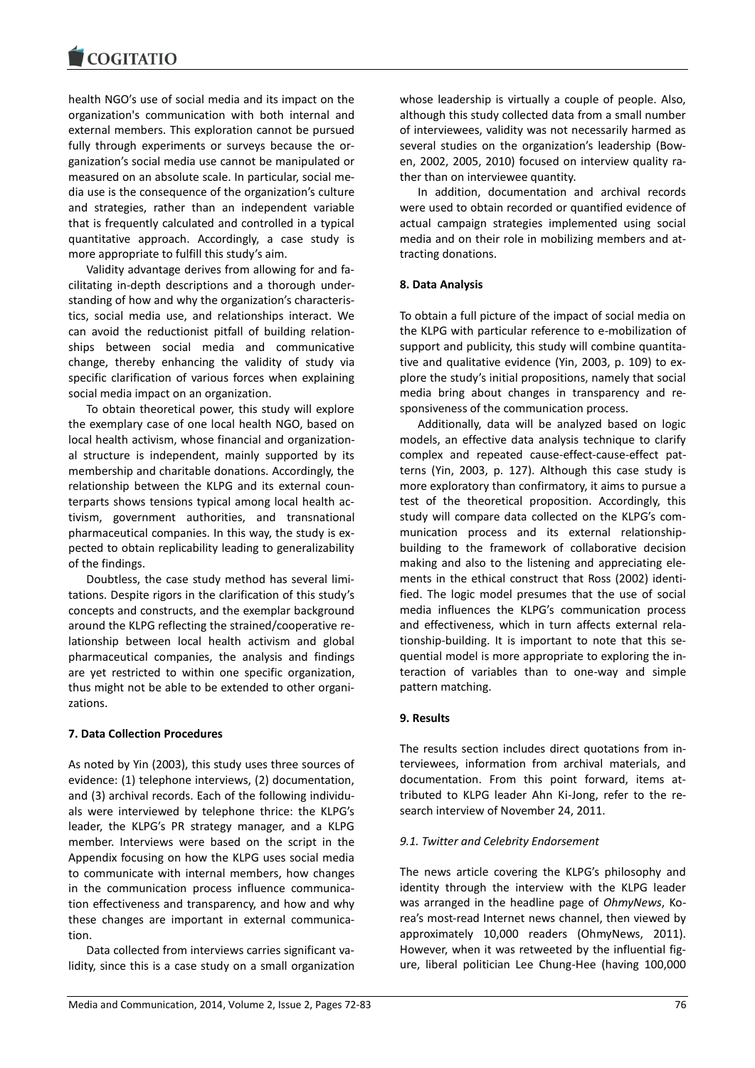health NGO's use of social media and its impact on the organization's communication with both internal and external members. This exploration cannot be pursued fully through experiments or surveys because the organization's social media use cannot be manipulated or measured on an absolute scale. In particular, social media use is the consequence of the organization's culture and strategies, rather than an independent variable that is frequently calculated and controlled in a typical quantitative approach. Accordingly, a case study is more appropriate to fulfill this study's aim.

Validity advantage derives from allowing for and facilitating in-depth descriptions and a thorough understanding of how and why the organization's characteristics, social media use, and relationships interact. We can avoid the reductionist pitfall of building relationships between social media and communicative change, thereby enhancing the validity of study via specific clarification of various forces when explaining social media impact on an organization.

To obtain theoretical power, this study will explore the exemplary case of one local health NGO, based on local health activism, whose financial and organizational structure is independent, mainly supported by its membership and charitable donations. Accordingly, the relationship between the KLPG and its external counterparts shows tensions typical among local health activism, government authorities, and transnational pharmaceutical companies. In this way, the study is expected to obtain replicability leading to generalizability of the findings.

Doubtless, the case study method has several limitations. Despite rigors in the clarification of this study's concepts and constructs, and the exemplar background around the KLPG reflecting the strained/cooperative relationship between local health activism and global pharmaceutical companies, the analysis and findings are yet restricted to within one specific organization, thus might not be able to be extended to other organizations.

## 7. Data Collection Procedures

As noted by Yin (2003), this study uses three sources of evidence: (1) telephone interviews, (2) documentation, and (3) archival records. Each of the following individuals were interviewed by telephone thrice: the KLPG's leader, the KLPG's PR strategy manager, and a KLPG member. Interviews were based on the script in the Appendix focusing on how the KLPG uses social media to communicate with internal members, how changes in the communication process influence communication effectiveness and transparency, and how and why these changes are important in external communication.

Data collected from interviews carries significant validity, since this is a case study on a small organization whose leadership is virtually a couple of people. Also, although this study collected data from a small number of interviewees, validity was not necessarily harmed as several studies on the organization's leadership (Bowen, 2002, 2005, 2010) focused on interview quality rather than on interviewee quantity.

In addition, documentation and archival records were used to obtain recorded or quantified evidence of actual campaign strategies implemented using social media and on their role in mobilizing members and attracting donations.

## 8. Data Analysis

To obtain a full picture of the impact of social media on the KLPG with particular reference to e-mobilization of support and publicity, this study will combine quantitative and qualitative evidence (Yin, 2003, p. 109) to explore the study's initial propositions, namely that social media bring about changes in transparency and responsiveness of the communication process.

Additionally, data will be analyzed based on logic models, an effective data analysis technique to clarify complex and repeated cause-effect-cause-effect patterns (Yin, 2003, p. 127). Although this case study is more exploratory than confirmatory, it aims to pursue a test of the theoretical proposition. Accordingly, this study will compare data collected on the KLPG's communication process and its external relationship-building to the framework of collaborative decision making and also to the listening and appreciating elements in the ethical construct that Ross (2002) identified. The logic model presumes that the use of social media influences the KLPG's communication process and effectiveness, which in turn affects external relationship-building. It is important to note that this sequential model is more appropriate to exploring the interaction of variables than to one-way and simple pattern matching.

## 9. Results

The results section includes direct quotations from interviewees, information from archival materials, and documentation. From this point forward, items attributed to KLPG leader Ahn Ki-Jong, refer to the research interview of November 24, 2011.

### 9.1. Twitter and Celebrity Endorsement

The news article covering the KLPG's philosophy and identity through the interview with the KLPG leader was arranged in the headline page of *OhmyNews*, Korea's most-read Internet news channel, then viewed by approximately 10,000 readers (OhmyNews, 2011). However, when it was retweeted by the influential figure, liberal politician Lee Chung-Hee (having 100,000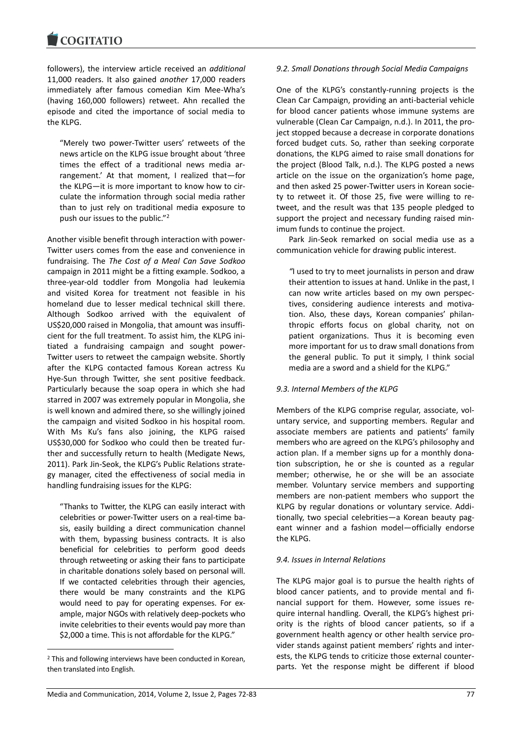followers), the interview article received an *additional* 11,000 readers. It also gained *another* 17,000 readers immediately after famous comedian Kim Mee-Wha's (having 160,000 followers) retweet. Ahn recalled the episode and cited the importance of social media to the KLPG.

> "Merely two power-Twitter users' retweets of the news article on the KLPG issue brought about 'three times the effect of a traditional news media arrangement.' At that moment, I realized that—for the KLPG—it is more important to know how to circulate the information through social media rather than to just rely on traditional media exposure to push our issues to the public."[2]

Another visible benefit through interaction with power-Twitter users comes from the ease and convenience in fundraising. The *The Cost of a Meal Can Save Sodkoo* campaign in 2011 might be a fitting example. Sodkoo, a three-year-old toddler from Mongolia had leukemia and visited Korea for treatment not feasible in his homeland due to lesser medical technical skill there. Although Sodkoo arrived with the equivalent of US$20,000 raised in Mongolia, that amount was insufficient for the full treatment. To assist him, the KLPG initiated a fundraising campaign and sought power-Twitter users to retweet the campaign website. Shortly after the KLPG contacted famous Korean actress Ku Hye-Sun through Twitter, she sent positive feedback. Particularly because the soap opera in which she had starred in 2007 was extremely popular in Mongolia, she is well known and admired there, so she willingly joined the campaign and visited Sodkoo in his hospital room. With Ms Ku's fans also joining, the KLPG raised US$30,000 for Sodkoo who could then be treated further and successfully return to health (Medigate News, 2011). Park Jin-Seok, the KLPG's Public Relations strategy manager, cited the effectiveness of social media in handling fundraising issues for the KLPG:

> "Thanks to Twitter, the KLPG can easily interact with celebrities or power-Twitter users on a real-time basis, easily building a direct communication channel with them, bypassing business contracts. It is also beneficial for celebrities to perform good deeds through retweeting or asking their fans to participate in charitable donations solely based on personal will. If we contacted celebrities through their agencies, there would be many constraints and the KLPG would need to pay for operating expenses. For example, major NGOs with relatively deep-pockets who invite celebrities to their events would pay more than $2,000 a time. This is not affordable for the KLPG."

[2] This and following interviews have been conducted in Korean, then translated into English.

### *9.2. Small Donations through Social Media Campaigns*

One of the KLPG's constantly-running projects is the Clean Car Campaign, providing an anti-bacterial vehicle for blood cancer patients whose immune systems are vulnerable (Clean Car Campaign, n.d.). In 2011, the project stopped because a decrease in corporate donations forced budget cuts. So, rather than seeking corporate donations, the KLPG aimed to raise small donations for the project (Blood Talk, n.d.). The KLPG posted a news article on the issue on the organization's home page, and then asked 25 power-Twitter users in Korean society to retweet it. Of those 25, five were willing to retweet, and the result was that 135 people pledged to support the project and necessary funding raised minimum funds to continue the project.

Park Jin-Seok remarked on social media use as a communication vehicle for drawing public interest.

> "I used to try to meet journalists in person and draw their attention to issues at hand. Unlike in the past, I can now write articles based on my own perspectives, considering audience interests and motivation. Also, these days, Korean companies' philanthropic efforts focus on global charity, not on patient organizations. Thus it is becoming even more important for us to draw small donations from the general public. To put it simply, I think social media are a sword and a shield for the KLPG."

### *9.3. Internal Members of the KLPG*

Members of the KLPG comprise regular, associate, voluntary service, and supporting members. Regular and associate members are patients and patients' family members who are agreed on the KLPG's philosophy and action plan. If a member signs up for a monthly donation subscription, he or she is counted as a regular member; otherwise, he or she will be an associate member. Voluntary service members and supporting members are non-patient members who support the KLPG by regular donations or voluntary service. Additionally, two special celebrities—a Korean beauty pageant winner and a fashion model—officially endorse the KLPG.

### *9.4. Issues in Internal Relations*

The KLPG major goal is to pursue the health rights of blood cancer patients, and to provide mental and financial support for them. However, some issues require internal handling. Overall, the KLPG's highest priority is the rights of blood cancer patients, so if a government health agency or other health service provider stands against patient members' rights and interests, the KLPG tends to criticize those external counterparts. Yet the response might be different if blood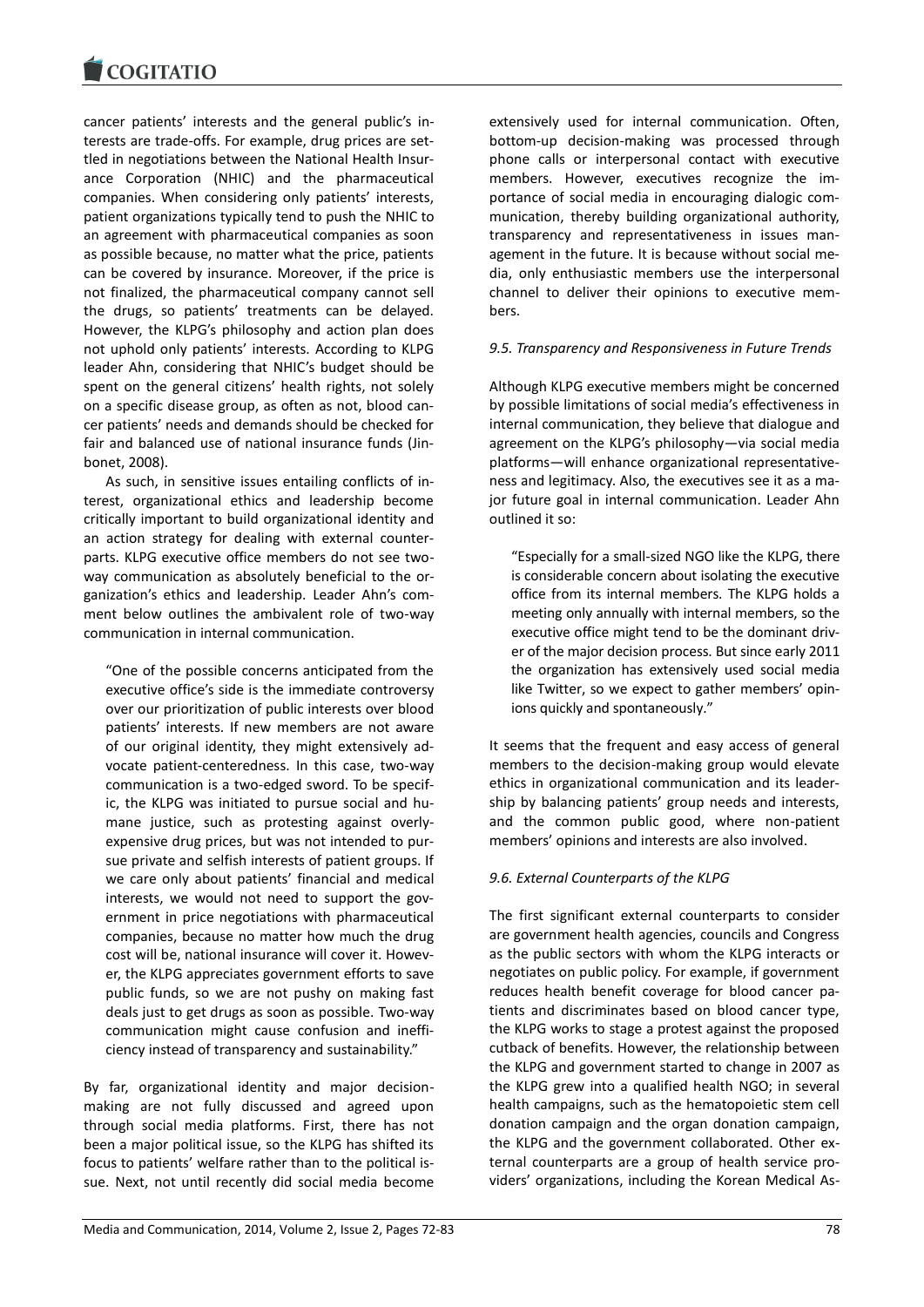cancer patients' interests and the general public's interests are trade-offs. For example, drug prices are settled in negotiations between the National Health Insurance Corporation (NHIC) and the pharmaceutical companies. When considering only patients' interests, patient organizations typically tend to push the NHIC to an agreement with pharmaceutical companies as soon as possible because, no matter what the price, patients can be covered by insurance. Moreover, if the price is not finalized, the pharmaceutical company cannot sell the drugs, so patients' treatments can be delayed. However, the KLPG's philosophy and action plan does not uphold only patients' interests. According to KLPG leader Ahn, considering that NHIC's budget should be spent on the general citizens' health rights, not solely on a specific disease group, as often as not, blood cancer patients' needs and demands should be checked for fair and balanced use of national insurance funds (Jinbonet, 2008).

As such, in sensitive issues entailing conflicts of interest, organizational ethics and leadership become critically important to build organizational identity and an action strategy for dealing with external counterparts. KLPG executive office members do not see two-way communication as absolutely beneficial to the organization's ethics and leadership. Leader Ahn's comment below outlines the ambivalent role of two-way communication in internal communication.

> "One of the possible concerns anticipated from the executive office's side is the immediate controversy over our prioritization of public interests over blood patients' interests. If new members are not aware of our original identity, they might extensively advocate patient-centeredness. In this case, two-way communication is a two-edged sword. To be specific, the KLPG was initiated to pursue social and humane justice, such as protesting against overly-expensive drug prices, but was not intended to pursue private and selfish interests of patient groups. If we care only about patients' financial and medical interests, we would not need to support the government in price negotiations with pharmaceutical companies, because no matter how much the drug cost will be, national insurance will cover it. However, the KLPG appreciates government efforts to save public funds, so we are not pushy on making fast deals just to get drugs as soon as possible. Two-way communication might cause confusion and inefficiency instead of transparency and sustainability."

By far, organizational identity and major decision-making are not fully discussed and agreed upon through social media platforms. First, there has not been a major political issue, so the KLPG has shifted its focus to patients' welfare rather than to the political issue. Next, not until recently did social media become extensively used for internal communication. Often, bottom-up decision-making was processed through phone calls or interpersonal contact with executive members. However, executives recognize the importance of social media in encouraging dialogic communication, thereby building organizational authority, transparency and representativeness in issues management in the future. It is because without social media, only enthusiastic members use the interpersonal channel to deliver their opinions to executive members.

### *9.5. Transparency and Responsiveness in Future Trends*

Although KLPG executive members might be concerned by possible limitations of social media's effectiveness in internal communication, they believe that dialogue and agreement on the KLPG's philosophy—via social media platforms—will enhance organizational representativeness and legitimacy. Also, the executives see it as a major future goal in internal communication. Leader Ahn outlined it so:

> "Especially for a small-sized NGO like the KLPG, there is considerable concern about isolating the executive office from its internal members. The KLPG holds a meeting only annually with internal members, so the executive office might tend to be the dominant driver of the major decision process. But since early 2011 the organization has extensively used social media like Twitter, so we expect to gather members' opinions quickly and spontaneously."

It seems that the frequent and easy access of general members to the decision-making group would elevate ethics in organizational communication and its leadership by balancing patients' group needs and interests, and the common public good, where non-patient members' opinions and interests are also involved.

### *9.6. External Counterparts of the KLPG*

The first significant external counterparts to consider are government health agencies, councils and Congress as the public sectors with whom the KLPG interacts or negotiates on public policy. For example, if government reduces health benefit coverage for blood cancer patients and discriminates based on blood cancer type, the KLPG works to stage a protest against the proposed cutback of benefits. However, the relationship between the KLPG and government started to change in 2007 as the KLPG grew into a qualified health NGO; in several health campaigns, such as the hematopoietic stem cell donation campaign and the organ donation campaign, the KLPG and the government collaborated. Other external counterparts are a group of health service providers' organizations, including the Korean Medical As-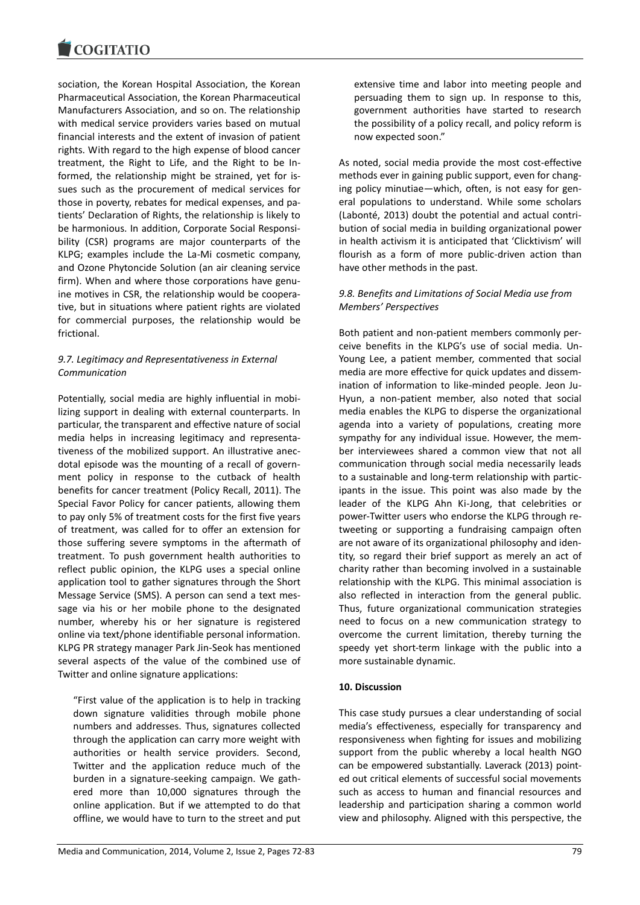sociation, the Korean Hospital Association, the Korean Pharmaceutical Association, the Korean Pharmaceutical Manufacturers Association, and so on. The relationship with medical service providers varies based on mutual financial interests and the extent of invasion of patient rights. With regard to the high expense of blood cancer treatment, the Right to Life, and the Right to be Informed, the relationship might be strained, yet for issues such as the procurement of medical services for those in poverty, rebates for medical expenses, and patients' Declaration of Rights, the relationship is likely to be harmonious. In addition, Corporate Social Responsibility (CSR) programs are major counterparts of the KLPG; examples include the La-Mi cosmetic company, and Ozone Phytoncide Solution (an air cleaning service firm). When and where those corporations have genuine motives in CSR, the relationship would be cooperative, but in situations where patient rights are violated for commercial purposes, the relationship would be frictional.

### *9.7. Legitimacy and Representativeness in External Communication*

Potentially, social media are highly influential in mobilizing support in dealing with external counterparts. In particular, the transparent and effective nature of social media helps in increasing legitimacy and representativeness of the mobilized support. An illustrative anecdotal episode was the mounting of a recall of government policy in response to the cutback of health benefits for cancer treatment (Policy Recall, 2011). The Special Favor Policy for cancer patients, allowing them to pay only 5% of treatment costs for the first five years of treatment, was called for to offer an extension for those suffering severe symptoms in the aftermath of treatment. To push government health authorities to reflect public opinion, the KLPG uses a special online application tool to gather signatures through the Short Message Service (SMS). A person can send a text message via his or her mobile phone to the designated number, whereby his or her signature is registered online via text/phone identifiable personal information. KLPG PR strategy manager Park Jin-Seok has mentioned several aspects of the value of the combined use of Twitter and online signature applications:

> "First value of the application is to help in tracking down signature validities through mobile phone numbers and addresses. Thus, signatures collected through the application can carry more weight with authorities or health service providers. Second, Twitter and the application reduce much of the burden in a signature-seeking campaign. We gathered more than 10,000 signatures through the online application. But if we attempted to do that offline, we would have to turn to the street and put extensive time and labor into meeting people and persuading them to sign up. In response to this, government authorities have started to research the possibility of a policy recall, and policy reform is now expected soon."

As noted, social media provide the most cost-effective methods ever in gaining public support, even for changing policy minutiae—which, often, is not easy for general populations to understand. While some scholars (Labonté, 2013) doubt the potential and actual contribution of social media in building organizational power in health activism it is anticipated that 'Clicktivism' will flourish as a form of more public-driven action than have other methods in the past.

### *9.8. Benefits and Limitations of Social Media use from Members' Perspectives*

Both patient and non-patient members commonly perceive benefits in the KLPG's use of social media. Un-Young Lee, a patient member, commented that social media are more effective for quick updates and dissemination of information to like-minded people. Jeon Ju-Hyun, a non-patient member, also noted that social media enables the KLPG to disperse the organizational agenda into a variety of populations, creating more sympathy for any individual issue. However, the member interviewees shared a common view that not all communication through social media necessarily leads to a sustainable and long-term relationship with participants in the issue. This point was also made by the leader of the KLPG Ahn Ki-Jong, that celebrities or power-Twitter users who endorse the KLPG through retweeting or supporting a fundraising campaign often are not aware of its organizational philosophy and identity, so regard their brief support as merely an act of charity rather than becoming involved in a sustainable relationship with the KLPG. This minimal association is also reflected in interaction from the general public. Thus, future organizational communication strategies need to focus on a new communication strategy to overcome the current limitation, thereby turning the speedy yet short-term linkage with the public into a more sustainable dynamic.

## 10. Discussion

This case study pursues a clear understanding of social media's effectiveness, especially for transparency and responsiveness when fighting for issues and mobilizing support from the public whereby a local health NGO can be empowered substantially. Laverack (2013) pointed out critical elements of successful social movements such as access to human and financial resources and leadership and participation sharing a common world view and philosophy. Aligned with this perspective, the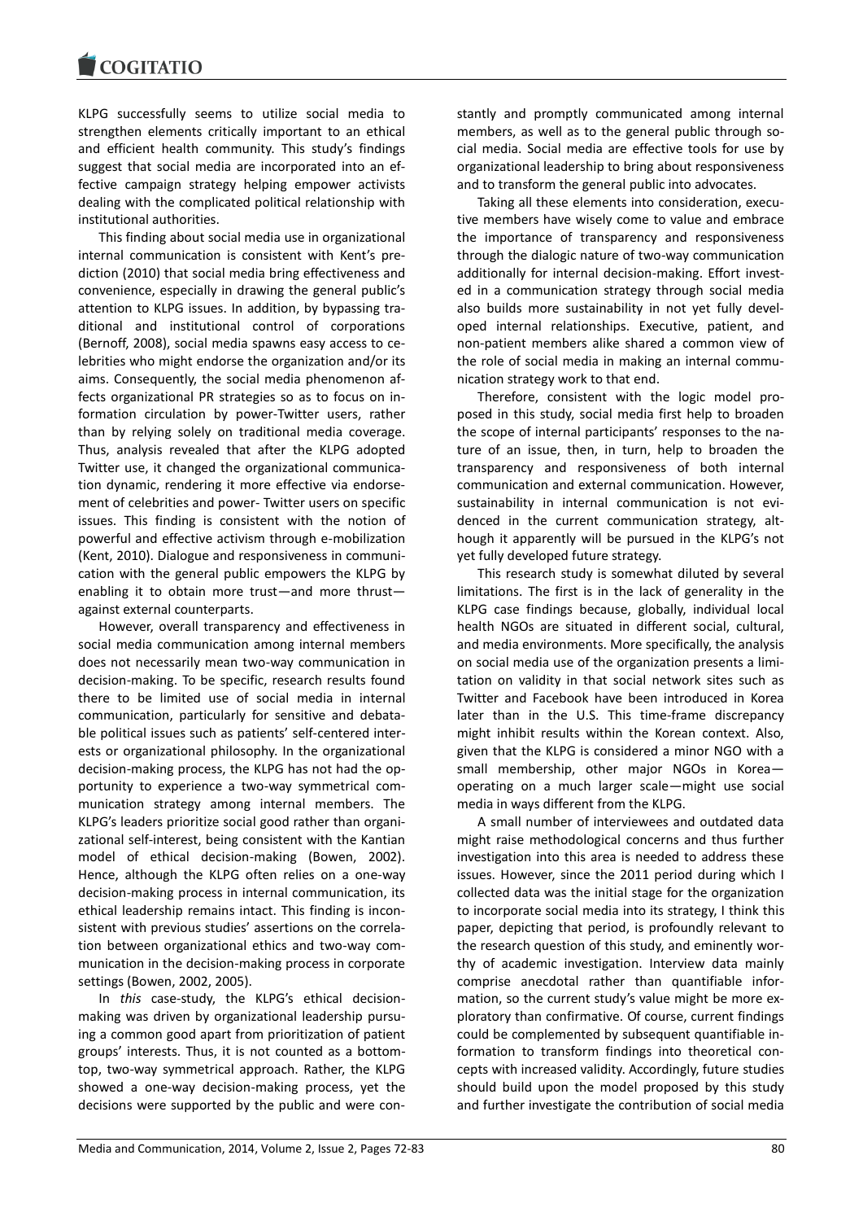KLPG successfully seems to utilize social media to strengthen elements critically important to an ethical and efficient health community. This study's findings suggest that social media are incorporated into an effective campaign strategy helping empower activists dealing with the complicated political relationship with institutional authorities.

This finding about social media use in organizational internal communication is consistent with Kent's prediction (2010) that social media bring effectiveness and convenience, especially in drawing the general public's attention to KLPG issues. In addition, by bypassing traditional and institutional control of corporations (Bernoff, 2008), social media spawns easy access to celebrities who might endorse the organization and/or its aims. Consequently, the social media phenomenon affects organizational PR strategies so as to focus on information circulation by power-Twitter users, rather than by relying solely on traditional media coverage. Thus, analysis revealed that after the KLPG adopted Twitter use, it changed the organizational communication dynamic, rendering it more effective via endorsement of celebrities and power- Twitter users on specific issues. This finding is consistent with the notion of powerful and effective activism through e-mobilization (Kent, 2010). Dialogue and responsiveness in communication with the general public empowers the KLPG by enabling it to obtain more trust—and more thrust—against external counterparts.

However, overall transparency and effectiveness in social media communication among internal members does not necessarily mean two-way communication in decision-making. To be specific, research results found there to be limited use of social media in internal communication, particularly for sensitive and debatable political issues such as patients' self-centered interests or organizational philosophy. In the organizational decision-making process, the KLPG has not had the opportunity to experience a two-way symmetrical communication strategy among internal members. The KLPG's leaders prioritize social good rather than organizational self-interest, being consistent with the Kantian model of ethical decision-making (Bowen, 2002). Hence, although the KLPG often relies on a one-way decision-making process in internal communication, its ethical leadership remains intact. This finding is inconsistent with previous studies' assertions on the correlation between organizational ethics and two-way communication in the decision-making process in corporate settings (Bowen, 2002, 2005).

In *this* case-study, the KLPG's ethical decision-making was driven by organizational leadership pursuing a common good apart from prioritization of patient groups' interests. Thus, it is not counted as a bottom-top, two-way symmetrical approach. Rather, the KLPG showed a one-way decision-making process, yet the decisions were supported by the public and were constantly and promptly communicated among internal members, as well as to the general public through social media. Social media are effective tools for use by organizational leadership to bring about responsiveness and to transform the general public into advocates.

Taking all these elements into consideration, executive members have wisely come to value and embrace the importance of transparency and responsiveness through the dialogic nature of two-way communication additionally for internal decision-making. Effort invested in a communication strategy through social media also builds more sustainability in not yet fully developed internal relationships. Executive, patient, and non-patient members alike shared a common view of the role of social media in making an internal communication strategy work to that end.

Therefore, consistent with the logic model proposed in this study, social media first help to broaden the scope of internal participants' responses to the nature of an issue, then, in turn, help to broaden the transparency and responsiveness of both internal communication and external communication. However, sustainability in internal communication is not evidenced in the current communication strategy, although it apparently will be pursued in the KLPG's not yet fully developed future strategy.

This research study is somewhat diluted by several limitations. The first is in the lack of generality in the KLPG case findings because, globally, individual local health NGOs are situated in different social, cultural, and media environments. More specifically, the analysis on social media use of the organization presents a limitation on validity in that social network sites such as Twitter and Facebook have been introduced in Korea later than in the U.S. This time-frame discrepancy might inhibit results within the Korean context. Also, given that the KLPG is considered a minor NGO with a small membership, other major NGOs in Korea—operating on a much larger scale—might use social media in ways different from the KLPG.

A small number of interviewees and outdated data might raise methodological concerns and thus further investigation into this area is needed to address these issues. However, since the 2011 period during which I collected data was the initial stage for the organization to incorporate social media into its strategy, I think this paper, depicting that period, is profoundly relevant to the research question of this study, and eminently worthy of academic investigation. Interview data mainly comprise anecdotal rather than quantifiable information, so the current study's value might be more exploratory than confirmative. Of course, current findings could be complemented by subsequent quantifiable information to transform findings into theoretical concepts with increased validity. Accordingly, future studies should build upon the model proposed by this study and further investigate the contribution of social media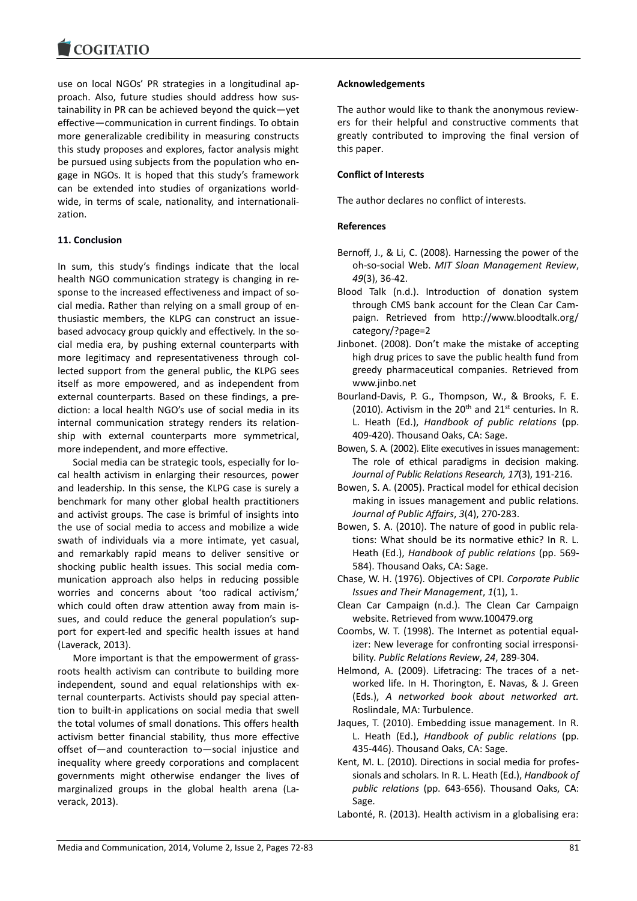use on local NGOs' PR strategies in a longitudinal approach. Also, future studies should address how sustainability in PR can be achieved beyond the quick—yet effective—communication in current findings. To obtain more generalizable credibility in measuring constructs this study proposes and explores, factor analysis might be pursued using subjects from the population who engage in NGOs. It is hoped that this study's framework can be extended into studies of organizations worldwide, in terms of scale, nationality, and internationalization.

## 11. Conclusion

In sum, this study's findings indicate that the local health NGO communication strategy is changing in response to the increased effectiveness and impact of social media. Rather than relying on a small group of enthusiastic members, the KLPG can construct an issue-based advocacy group quickly and effectively. In the social media era, by pushing external counterparts with more legitimacy and representativeness through collected support from the general public, the KLPG sees itself as more empowered, and as independent from external counterparts. Based on these findings, a prediction: a local health NGO's use of social media in its internal communication strategy renders its relationship with external counterparts more symmetrical, more independent, and more effective.

Social media can be strategic tools, especially for local health activism in enlarging their resources, power and leadership. In this sense, the KLPG case is surely a benchmark for many other global health practitioners and activist groups. The case is brimful of insights into the use of social media to access and mobilize a wide swath of individuals via a more intimate, yet casual, and remarkably rapid means to deliver sensitive or shocking public health issues. This social media communication approach also helps in reducing possible worries and concerns about 'too radical activism,' which could often draw attention away from main issues, and could reduce the general population's support for expert-led and specific health issues at hand (Laverack, 2013).

More important is that the empowerment of grassroots health activism can contribute to building more independent, sound and equal relationships with external counterparts. Activists should pay special attention to built-in applications on social media that swell the total volumes of small donations. This offers health activism better financial stability, thus more effective offset of—and counteraction to—social injustice and inequality where greedy corporations and complacent governments might otherwise endanger the lives of marginalized groups in the global health arena (Laverack, 2013).

**Acknowledgements**

The author would like to thank the anonymous reviewers for their helpful and constructive comments that greatly contributed to improving the final version of this paper.

**Conflict of Interests**

The author declares no conflict of interests.

**References**

Bernoff, J., & Li, C. (2008). Harnessing the power of the oh-so-social Web. *MIT Sloan Management Review*, *49*(3), 36-42.

Blood Talk (n.d.). Introduction of donation system through CMS bank account for the Clean Car Campaign. Retrieved from http://www.bloodtalk.org/category/?page=2

Jinbonet. (2008). Don't make the mistake of accepting high drug prices to save the public health fund from greedy pharmaceutical companies. Retrieved from www.jinbo.net

Bourland-Davis, P. G., Thompson, W., & Brooks, F. E. (2010). Activism in the 20th and 21st centuries. In R. L. Heath (Ed.), *Handbook of public relations* (pp. 409-420). Thousand Oaks, CA: Sage.

Bowen, S. A. (2002). Elite executives in issues management: The role of ethical paradigms in decision making. *Journal of Public Relations Research, 17*(3), 191-216.

Bowen, S. A. (2005). Practical model for ethical decision making in issues management and public relations. *Journal of Public Affairs*, *3*(4), 270-283.

Bowen, S. A. (2010). The nature of good in public relations: What should be its normative ethic? In R. L. Heath (Ed.), *Handbook of public relations* (pp. 569-584). Thousand Oaks, CA: Sage.

Chase, W. H. (1976). Objectives of CPI. *Corporate Public Issues and Their Management*, *1*(1), 1.

Clean Car Campaign (n.d.). The Clean Car Campaign website. Retrieved from www.100479.org

Coombs, W. T. (1998). The Internet as potential equalizer: New leverage for confronting social irresponsibility. *Public Relations Review*, *24*, 289-304.

Helmond, A. (2009). Lifetracing: The traces of a networked life. In H. Thorington, E. Navas, & J. Green (Eds.), *A networked book about networked art.* Roslindale, MA: Turbulence.

Jaques, T. (2010). Embedding issue management. In R. L. Heath (Ed.), *Handbook of public relations* (pp. 435-446). Thousand Oaks, CA: Sage.

Kent, M. L. (2010). Directions in social media for professionals and scholars. In R. L. Heath (Ed.), *Handbook of public relations* (pp. 643-656). Thousand Oaks, CA: Sage.

Labonté, R. (2013). Health activism in a globalising era: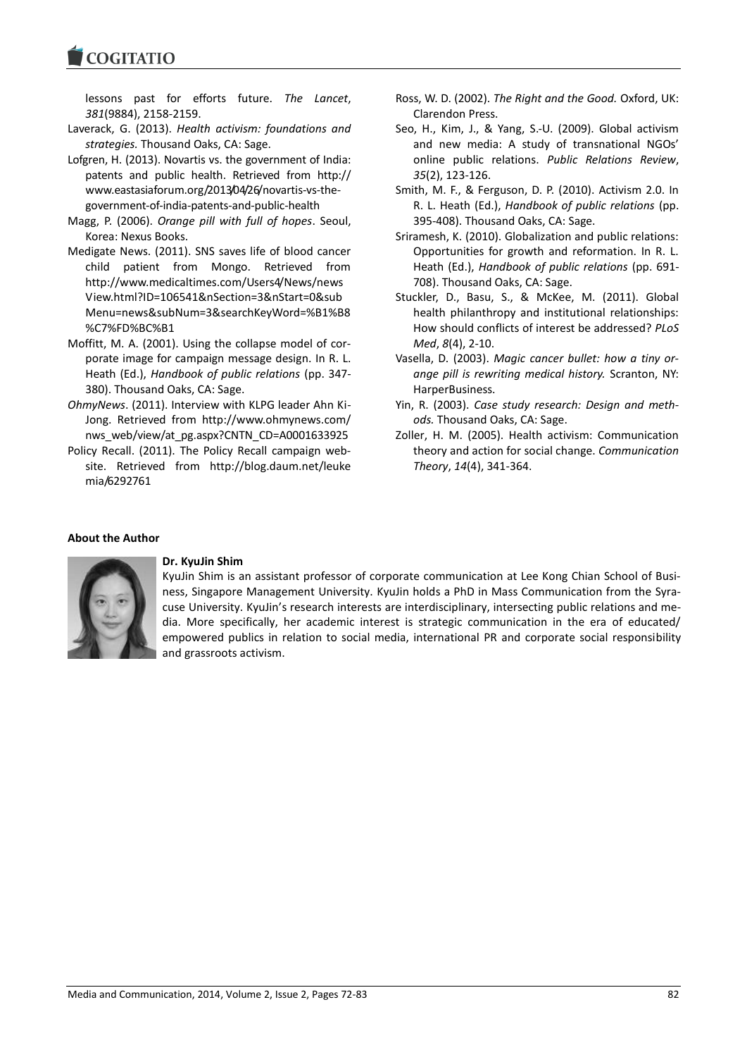lessons past for efforts future. *The Lancet*, *381*(9884), 2158-2159.

Laverack, G. (2013). *Health activism: foundations and strategies.* Thousand Oaks, CA: Sage.

Lofgren, H. (2013). Novartis vs. the government of India: patents and public health. Retrieved from http://www.eastasiaforum.org/2013/04/26/novartis-vs-the-government-of-india-patents-and-public-health

Magg, P. (2006). *Orange pill with full of hopes*. Seoul, Korea: Nexus Books.

Medigate News. (2011). SNS saves life of blood cancer child patient from Mongo. Retrieved from http://www.medicaltimes.com/Users4/News/newsView.html?ID=106541&nSection=3&nStart=0&subMenu=news&subNum=3&searchKeyWord=%B1%B8%C7%FD%BC%B1

Moffitt, M. A. (2001). Using the collapse model of corporate image for campaign message design. In R. L. Heath (Ed.), *Handbook of public relations* (pp. 347-380). Thousand Oaks, CA: Sage.

*OhmyNews*. (2011). Interview with KLPG leader Ahn Ki-Jong. Retrieved from http://www.ohmynews.com/nws_web/view/at_pg.aspx?CNTN_CD=A0001633925

Policy Recall. (2011). The Policy Recall campaign website. Retrieved from http://blog.daum.net/leukemia/6292761

Ross, W. D. (2002). *The Right and the Good.* Oxford, UK: Clarendon Press.

Seo, H., Kim, J., & Yang, S.-U. (2009). Global activism and new media: A study of transnational NGOs' online public relations. *Public Relations Review*, *35*(2), 123-126.

Smith, M. F., & Ferguson, D. P. (2010). Activism 2.0. In R. L. Heath (Ed.), *Handbook of public relations* (pp. 395-408). Thousand Oaks, CA: Sage.

Sriramesh, K. (2010). Globalization and public relations: Opportunities for growth and reformation. In R. L. Heath (Ed.), *Handbook of public relations* (pp. 691-708). Thousand Oaks, CA: Sage.

Stuckler, D., Basu, S., & McKee, M. (2011). Global health philanthropy and institutional relationships: How should conflicts of interest be addressed? *PLoS Med*, *8*(4), 2-10.

Vasella, D. (2003). *Magic cancer bullet: how a tiny orange pill is rewriting medical history.* Scranton, NY: HarperBusiness.

Yin, R. (2003). *Case study research: Design and methods.* Thousand Oaks, CA: Sage.

Zoller, H. M. (2005). Health activism: Communication theory and action for social change. *Communication Theory*, *14*(4), 341-364.

**About the Author**

**Dr. KyuJin Shim**

KyuJin Shim is an assistant professor of corporate communication at Lee Kong Chian School of Business, Singapore Management University. KyuJin holds a PhD in Mass Communication from the Syracuse University. KyuJin's research interests are interdisciplinary, intersecting public relations and media. More specifically, her academic interest is strategic communication in the era of educated/empowered publics in relation to social media, international PR and corporate social responsibility and grassroots activism.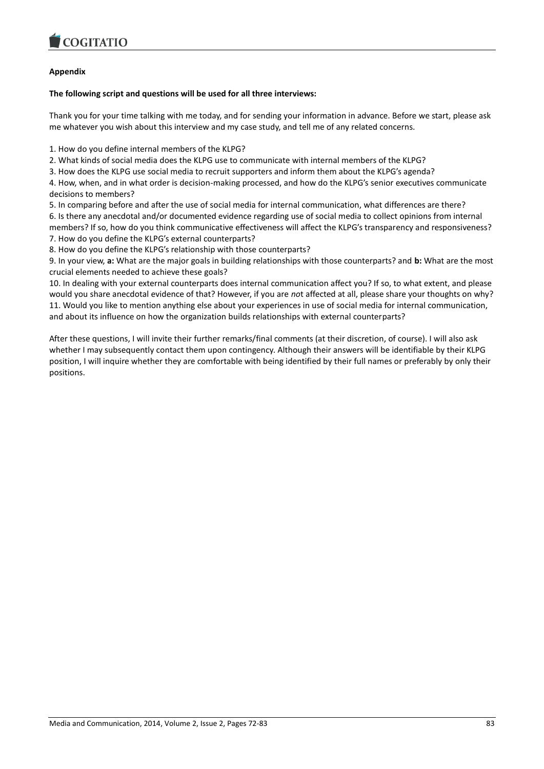**Appendix**

**The following script and questions will be used for all three interviews:**

Thank you for your time talking with me today, and for sending your information in advance. Before we start, please ask me whatever you wish about this interview and my case study, and tell me of any related concerns.

1. How do you define internal members of the KLPG?
2. What kinds of social media does the KLPG use to communicate with internal members of the KLPG?
3. How does the KLPG use social media to recruit supporters and inform them about the KLPG's agenda?
4. How, when, and in what order is decision-making processed, and how do the KLPG's senior executives communicate decisions to members?
5. In comparing before and after the use of social media for internal communication, what differences are there?
6. Is there any anecdotal and/or documented evidence regarding use of social media to collect opinions from internal members? If so, how do you think communicative effectiveness will affect the KLPG's transparency and responsiveness?
7. How do you define the KLPG's external counterparts?
8. How do you define the KLPG's relationship with those counterparts?
9. In your view, **a:** What are the major goals in building relationships with those counterparts? and **b:** What are the most crucial elements needed to achieve these goals?
10. In dealing with your external counterparts does internal communication affect you? If so, to what extent, and please would you share anecdotal evidence of that? However, if you are *no*t affected at all, please share your thoughts on why?
11. Would you like to mention anything else about your experiences in use of social media for internal communication, and about its influence on how the organization builds relationships with external counterparts?

After these questions, I will invite their further remarks/final comments (at their discretion, of course). I will also ask whether I may subsequently contact them upon contingency. Although their answers will be identifiable by their KLPG position, I will inquire whether they are comfortable with being identified by their full names or preferably by only their positions.